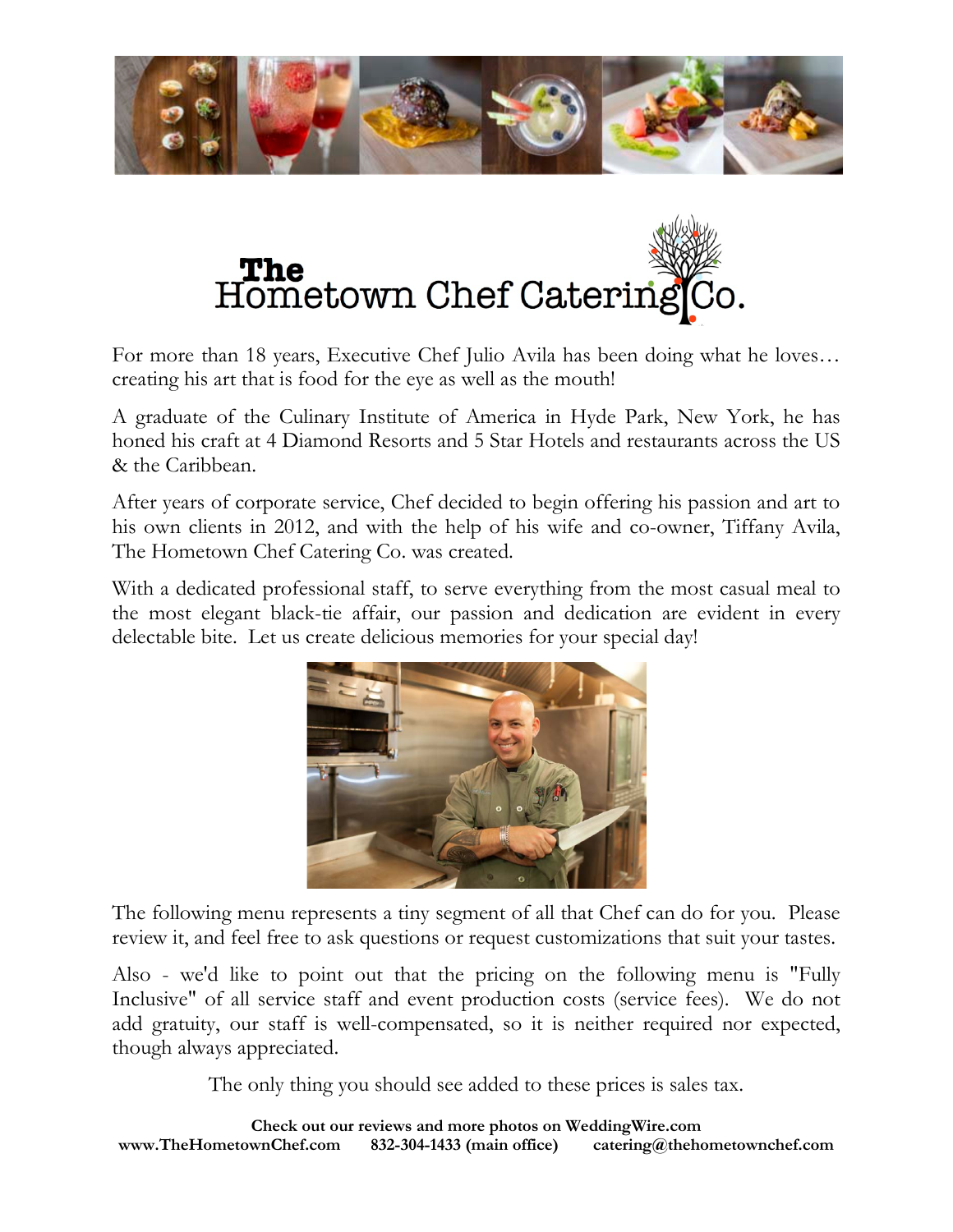# The Hometown Chef Catering Co.

For more than 18 years, Executive Chef Julio Avila has been doing what he loves… creating his art that is food for the eye as well as the mouth!

A graduate of the Culinary Institute of America in Hyde Park, New York, he has honed his craft at 4 Diamond Resorts and 5 Star Hotels and restaurants across the US & the Caribbean.

After years of corporate service, Chef decided to begin offering his passion and art to his own clients in 2012, and with the help of his wife and co-owner, Tiffany Avila, The Hometown Chef Catering Co. was created.

With a dedicated professional staff, to serve everything from the most casual meal to the most elegant black-tie affair, our passion and dedication are evident in every delectable bite. Let us create delicious memories for your special day!

The following menu represents a tiny segment of all that Chef can do for you. Please review it, and feel free to ask questions or request customizations that suit your tastes.

Also - we'd like to point out that the pricing on the following menu is "Fully Inclusive" of all service staff and event production costs (service fees). We do not add gratuity, our staff is well-compensated, so it is neither required nor expected, though always appreciated.

The only thing you should see added to these prices is sales tax.

**Check out our reviews and more photos on WeddingWire.com**

**www.TheHometownChef.com 832-304-1433 (main office) catering@thehometownchef.com**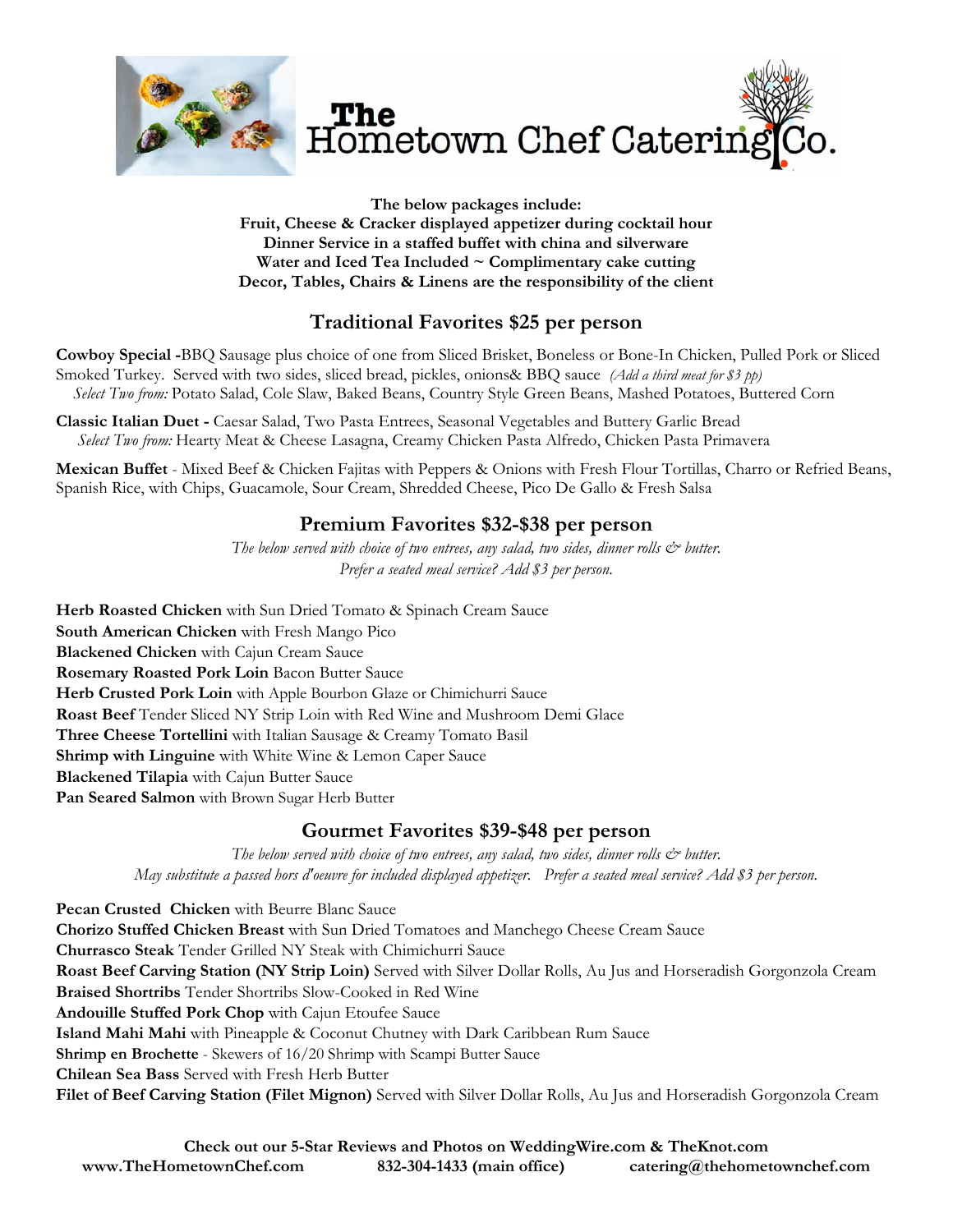# The Hometown Chef Catering Co.

**The below packages include:**
**Fruit, Cheese & Cracker displayed appetizer during cocktail hour**
**Dinner Service in a staffed buffet with china and silverware**
**Water and Iced Tea Included ~ Complimentary cake cutting**
**Decor, Tables, Chairs & Linens are the responsibility of the client**

## Traditional Favorites $25 per person

**Cowboy Special -**BBQ Sausage plus choice of one from Sliced Brisket, Boneless or Bone-In Chicken, Pulled Pork or Sliced Smoked Turkey. Served with two sides, sliced bread, pickles, onions& BBQ sauce *(Add a third meat for $3 pp)*
*Select Two from:* Potato Salad, Cole Slaw, Baked Beans, Country Style Green Beans, Mashed Potatoes, Buttered Corn

**Classic Italian Duet -** Caesar Salad, Two Pasta Entrees, Seasonal Vegetables and Buttery Garlic Bread
*Select Two from:* Hearty Meat & Cheese Lasagna, Creamy Chicken Pasta Alfredo, Chicken Pasta Primavera

**Mexican Buffet** - Mixed Beef & Chicken Fajitas with Peppers & Onions with Fresh Flour Tortillas, Charro or Refried Beans, Spanish Rice, with Chips, Guacamole, Sour Cream, Shredded Cheese, Pico De Gallo & Fresh Salsa

## Premium Favorites $32-$38 per person

*The below served with choice of two entrees, any salad, two sides, dinner rolls & butter.*
*Prefer a seated meal service? Add $3 per person.*

**Herb Roasted Chicken** with Sun Dried Tomato & Spinach Cream Sauce
**South American Chicken** with Fresh Mango Pico
**Blackened Chicken** with Cajun Cream Sauce
**Rosemary Roasted Pork Loin** Bacon Butter Sauce
**Herb Crusted Pork Loin** with Apple Bourbon Glaze or Chimichurri Sauce
**Roast Beef** Tender Sliced NY Strip Loin with Red Wine and Mushroom Demi Glace
**Three Cheese Tortellini** with Italian Sausage & Creamy Tomato Basil
**Shrimp with Linguine** with White Wine & Lemon Caper Sauce
**Blackened Tilapia** with Cajun Butter Sauce
**Pan Seared Salmon** with Brown Sugar Herb Butter

## Gourmet Favorites $39-$48 per person

*The below served with choice of two entrees, any salad, two sides, dinner rolls & butter.*
*May substitute a passed hors d'oeuvre for included displayed appetizer. Prefer a seated meal service? Add $3 per person.*

**Pecan Crusted Chicken** with Beurre Blanc Sauce
**Chorizo Stuffed Chicken Breast** with Sun Dried Tomatoes and Manchego Cheese Cream Sauce
**Churrasco Steak** Tender Grilled NY Steak with Chimichurri Sauce
**Roast Beef Carving Station (NY Strip Loin)** Served with Silver Dollar Rolls, Au Jus and Horseradish Gorgonzola Cream
**Braised Shortribs** Tender Shortribs Slow-Cooked in Red Wine
**Andouille Stuffed Pork Chop** with Cajun Etoufee Sauce
**Island Mahi Mahi** with Pineapple & Coconut Chutney with Dark Caribbean Rum Sauce
**Shrimp en Brochette** - Skewers of 16/20 Shrimp with Scampi Butter Sauce
**Chilean Sea Bass** Served with Fresh Herb Butter
**Filet of Beef Carving Station (Filet Mignon)** Served with Silver Dollar Rolls, Au Jus and Horseradish Gorgonzola Cream

**Check out our 5-Star Reviews and Photos on WeddingWire.com & TheKnot.com**
**www.TheHometownChef.com** **832-304-1433 (main office)** **catering@thehometownchef.com**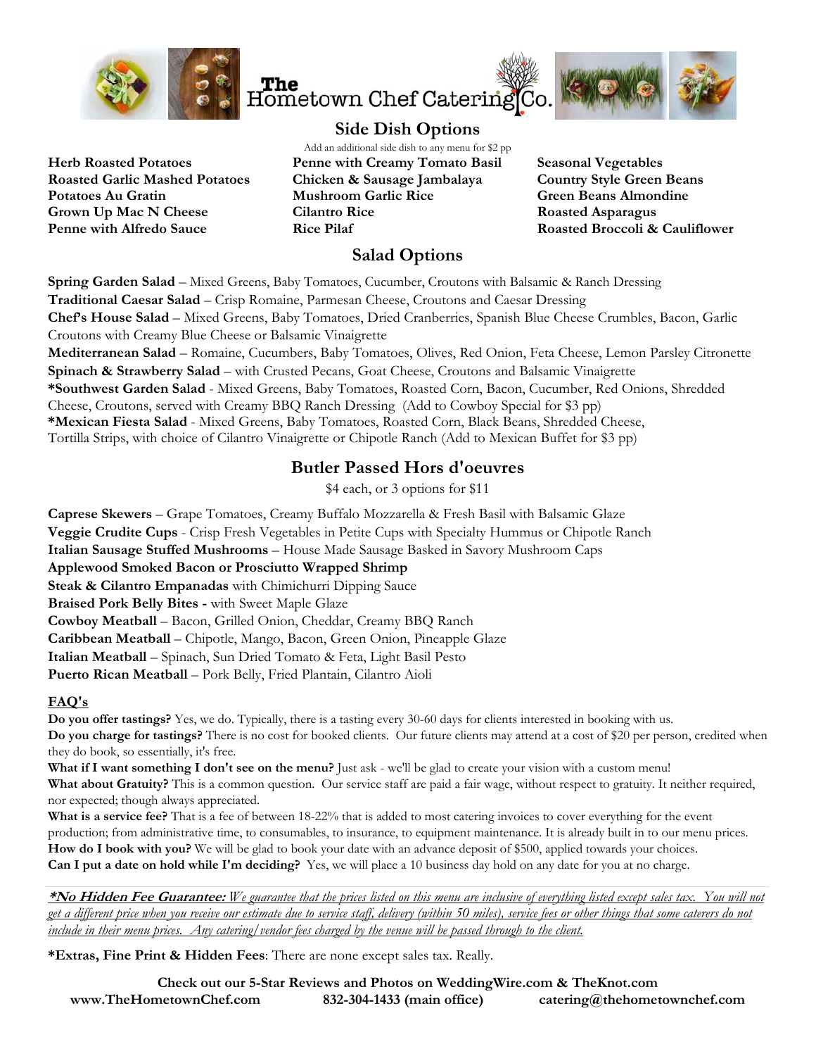# The Hometown Chef Catering Co.

## Side Dish Options

Add an additional side dish to any menu for $2 pp

**Herb Roasted Potatoes**
**Roasted Garlic Mashed Potatoes**
**Potatoes Au Gratin**
**Grown Up Mac N Cheese**
**Penne with Alfredo Sauce**
**Penne with Creamy Tomato Basil**
**Chicken & Sausage Jambalaya**
**Mushroom Garlic Rice**
**Cilantro Rice**
**Rice Pilaf**
**Seasonal Vegetables**
**Country Style Green Beans**
**Green Beans Almondine**
**Roasted Asparagus**
**Roasted Broccoli & Cauliflower**

## Salad Options

**Spring Garden Salad** – Mixed Greens, Baby Tomatoes, Cucumber, Croutons with Balsamic & Ranch Dressing
**Traditional Caesar Salad** – Crisp Romaine, Parmesan Cheese, Croutons and Caesar Dressing
**Chef's House Salad** – Mixed Greens, Baby Tomatoes, Dried Cranberries, Spanish Blue Cheese Crumbles, Bacon, Garlic Croutons with Creamy Blue Cheese or Balsamic Vinaigrette
**Mediterranean Salad** – Romaine, Cucumbers, Baby Tomatoes, Olives, Red Onion, Feta Cheese, Lemon Parsley Citronette
**Spinach & Strawberry Salad** – with Crusted Pecans, Goat Cheese, Croutons and Balsamic Vinaigrette
***Southwest Garden Salad** - Mixed Greens, Baby Tomatoes, Roasted Corn, Bacon, Cucumber, Red Onions, Shredded Cheese, Croutons, served with Creamy BBQ Ranch Dressing (Add to Cowboy Special for $3 pp)
***Mexican Fiesta Salad** - Mixed Greens, Baby Tomatoes, Roasted Corn, Black Beans, Shredded Cheese, Tortilla Strips, with choice of Cilantro Vinaigrette or Chipotle Ranch (Add to Mexican Buffet for $3 pp)

## Butler Passed Hors d'oeuvres

$4 each, or 3 options for $11

**Caprese Skewers** – Grape Tomatoes, Creamy Buffalo Mozzarella & Fresh Basil with Balsamic Glaze
**Veggie Crudite Cups** - Crisp Fresh Vegetables in Petite Cups with Specialty Hummus or Chipotle Ranch
**Italian Sausage Stuffed Mushrooms** – House Made Sausage Basked in Savory Mushroom Caps
**Applewood Smoked Bacon or Prosciutto Wrapped Shrimp**
**Steak & Cilantro Empanadas** with Chimichurri Dipping Sauce
**Braised Pork Belly Bites -** with Sweet Maple Glaze
**Cowboy Meatball** – Bacon, Grilled Onion, Cheddar, Creamy BBQ Ranch
**Caribbean Meatball** – Chipotle, Mango, Bacon, Green Onion, Pineapple Glaze
**Italian Meatball** – Spinach, Sun Dried Tomato & Feta, Light Basil Pesto
**Puerto Rican Meatball** – Pork Belly, Fried Plantain, Cilantro Aioli

### FAQ's

**Do you offer tastings?** Yes, we do. Typically, there is a tasting every 30-60 days for clients interested in booking with us.
**Do you charge for tastings?** There is no cost for booked clients. Our future clients may attend at a cost of $20 per person, credited when they do book, so essentially, it's free.
**What if I want something I don't see on the menu?** Just ask - we'll be glad to create your vision with a custom menu!
**What about Gratuity?** This is a common question. Our service staff are paid a fair wage, without respect to gratuity. It neither required, nor expected; though always appreciated.
**What is a service fee?** That is a fee of between 18-22% that is added to most catering invoices to cover everything for the event production; from administrative time, to consumables, to insurance, to equipment maintenance. It is already built in to our menu prices.
**How do I book with you?** We will be glad to book your date with an advance deposit of $500, applied towards your choices.
**Can I put a date on hold while I'm deciding?** Yes, we will place a 10 business day hold on any date for you at no charge.

***No Hidden Fee Guarantee:*** *We guarantee that the prices listed on this menu are inclusive of everything listed except sales tax. You will not get a different price when you receive our estimate due to service staff, delivery (within 50 miles), service fees or other things that some caterers do not include in their menu prices. Any catering/vendor fees charged by the venue will be passed through to the client.*

***Extras, Fine Print & Hidden Fees**: There are none except sales tax. Really.

**Check out our 5-Star Reviews and Photos on WeddingWire.com & TheKnot.com**
**www.TheHometownChef.com** **832-304-1433 (main office)** **catering@thehometownchef.com**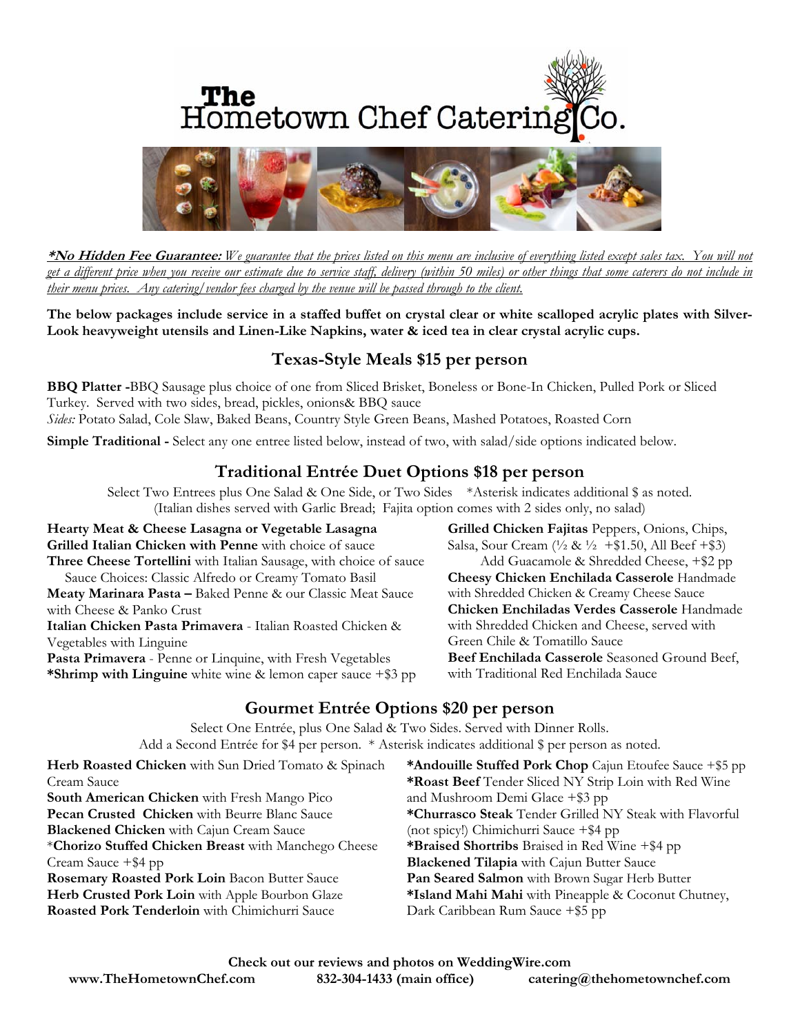# The Hometown Chef Catering Co.

***No Hidden Fee Guarantee:*** *We guarantee that the prices listed on this menu are inclusive of everything listed except sales tax. You will not get a different price when you receive our estimate due to service staff, delivery (within 50 miles) or other things that some caterers do not include in their menu prices. Any catering/vendor fees charged by the venue will be passed through to the client.*

**The below packages include service in a staffed buffet on crystal clear or white scalloped acrylic plates with Silver-Look heavyweight utensils and Linen-Like Napkins, water & iced tea in clear crystal acrylic cups.**

## Texas-Style Meals $15 per person

**BBQ Platter -** BBQ Sausage plus choice of one from Sliced Brisket, Boneless or Bone-In Chicken, Pulled Pork or Sliced Turkey. Served with two sides, bread, pickles, onions& BBQ sauce

*Sides:* Potato Salad, Cole Slaw, Baked Beans, Country Style Green Beans, Mashed Potatoes, Roasted Corn

**Simple Traditional -** Select any one entree listed below, instead of two, with salad/side options indicated below.

## Traditional Entrée Duet Options $18 per person

Select Two Entrees plus One Salad & One Side, or Two Sides *Asterisk indicates additional $ as noted.
(Italian dishes served with Garlic Bread; Fajita option comes with 2 sides only, no salad)

**Hearty Meat & Cheese Lasagna or Vegetable Lasagna**
**Grilled Italian Chicken with Penne** with choice of sauce
**Three Cheese Tortellini** with Italian Sausage, with choice of sauce
Sauce Choices: Classic Alfredo or Creamy Tomato Basil
**Meaty Marinara Pasta –** Baked Penne & our Classic Meat Sauce with Cheese & Panko Crust
**Italian Chicken Pasta Primavera** - Italian Roasted Chicken & Vegetables with Linguine
**Pasta Primavera** - Penne or Linquine, with Fresh Vegetables
***Shrimp with Linguine** white wine & lemon caper sauce +$3 pp
**Grilled Chicken Fajitas** Peppers, Onions, Chips, Salsa, Sour Cream (½ & ½ +$1.50, All Beef +$3)
Add Guacamole & Shredded Cheese, +$2 pp
**Cheesy Chicken Enchilada Casserole** Handmade with Shredded Chicken & Creamy Cheese Sauce
**Chicken Enchiladas Verdes Casserole** Handmade with Shredded Chicken and Cheese, served with Green Chile & Tomatillo Sauce
**Beef Enchilada Casserole** Seasoned Ground Beef, with Traditional Red Enchilada Sauce

## Gourmet Entrée Options $20 per person

Select One Entrée, plus One Salad & Two Sides. Served with Dinner Rolls.
Add a Second Entrée for $4 per person. * Asterisk indicates additional $ per person as noted.

**Herb Roasted Chicken** with Sun Dried Tomato & Spinach Cream Sauce
**South American Chicken** with Fresh Mango Pico
**Pecan Crusted Chicken** with Beurre Blanc Sauce
**Blackened Chicken** with Cajun Cream Sauce
***Chorizo Stuffed Chicken Breast** with Manchego Cheese Cream Sauce +$4 pp
**Rosemary Roasted Pork Loin** Bacon Butter Sauce
**Herb Crusted Pork Loin** with Apple Bourbon Glaze
**Roasted Pork Tenderloin** with Chimichurri Sauce
***Andouille Stuffed Pork Chop** Cajun Etoufee Sauce +$5 pp
***Roast Beef** Tender Sliced NY Strip Loin with Red Wine and Mushroom Demi Glace +$3 pp
***Churrasco Steak** Tender Grilled NY Steak with Flavorful (not spicy!) Chimichurri Sauce +$4 pp
***Braised Shortribs** Braised in Red Wine +$4 pp
**Blackened Tilapia** with Cajun Butter Sauce
**Pan Seared Salmon** with Brown Sugar Herb Butter
***Island Mahi Mahi** with Pineapple & Coconut Chutney, Dark Caribbean Rum Sauce +$5 pp

**Check out our reviews and photos on WeddingWire.com**
**www.TheHometownChef.com** **832-304-1433 (main office)** **catering@thehometownchef.com**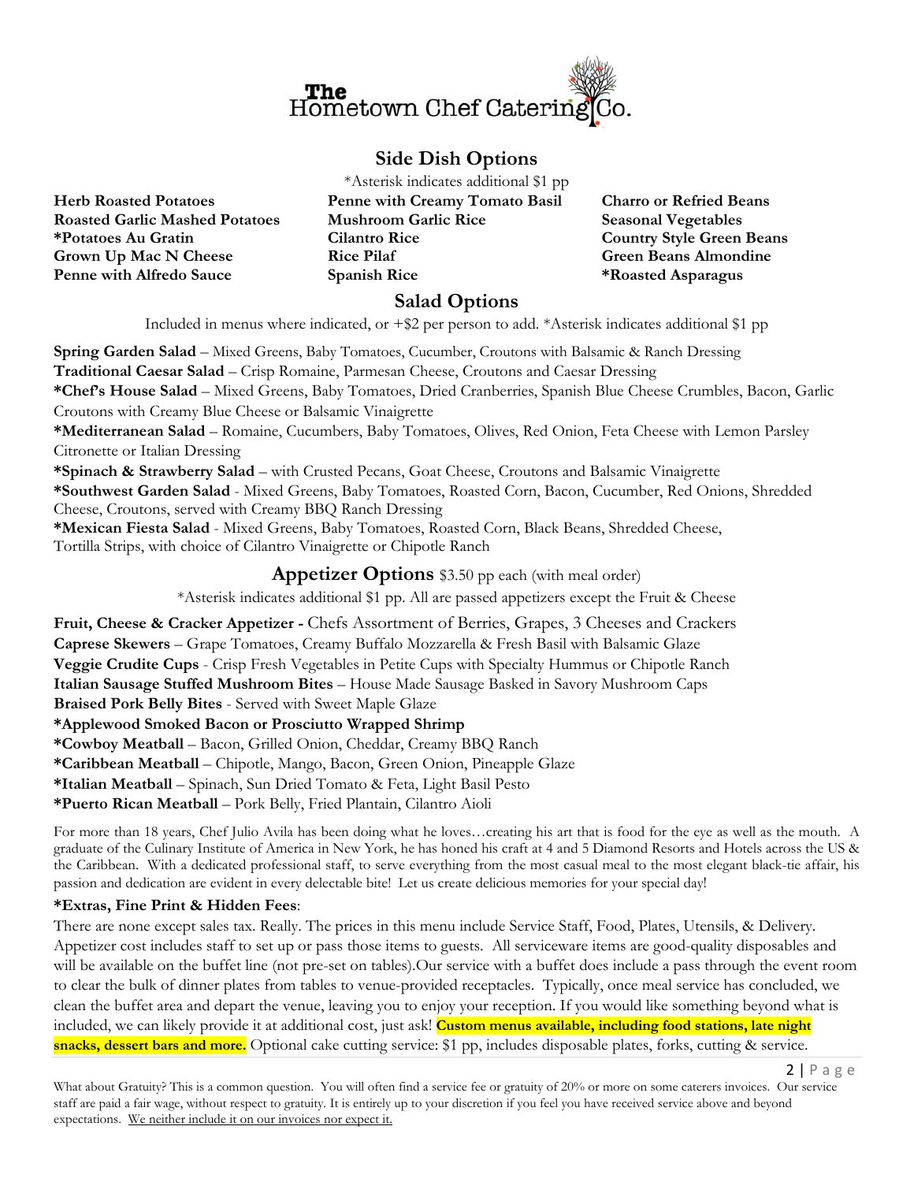# The Hometown Chef Catering Co.

## Side Dish Options

*Asterisk indicates additional $1 pp

**Herb Roasted Potatoes**
**Roasted Garlic Mashed Potatoes**
***Potatoes Au Gratin**
**Grown Up Mac N Cheese**
**Penne with Alfredo Sauce**
**Penne with Creamy Tomato Basil**
**Mushroom Garlic Rice**
**Cilantro Rice**
**Rice Pilaf**
**Spanish Rice**
**Charro or Refried Beans**
**Seasonal Vegetables**
**Country Style Green Beans**
**Green Beans Almondine**
***Roasted Asparagus**

## Salad Options

Included in menus where indicated, or +$2 per person to add. *Asterisk indicates additional $1 pp

**Spring Garden Salad** – Mixed Greens, Baby Tomatoes, Cucumber, Croutons with Balsamic & Ranch Dressing
**Traditional Caesar Salad** – Crisp Romaine, Parmesan Cheese, Croutons and Caesar Dressing
***Chef's House Salad** – Mixed Greens, Baby Tomatoes, Dried Cranberries, Spanish Blue Cheese Crumbles, Bacon, Garlic Croutons with Creamy Blue Cheese or Balsamic Vinaigrette
***Mediterranean Salad** – Romaine, Cucumbers, Baby Tomatoes, Olives, Red Onion, Feta Cheese with Lemon Parsley Citronette or Italian Dressing
***Spinach & Strawberry Salad** – with Crusted Pecans, Goat Cheese, Croutons and Balsamic Vinaigrette
***Southwest Garden Salad** - Mixed Greens, Baby Tomatoes, Roasted Corn, Bacon, Cucumber, Red Onions, Shredded Cheese, Croutons, served with Creamy BBQ Ranch Dressing
***Mexican Fiesta Salad** - Mixed Greens, Baby Tomatoes, Roasted Corn, Black Beans, Shredded Cheese, Tortilla Strips, with choice of Cilantro Vinaigrette or Chipotle Ranch

## Appetizer Options $3.50 pp each (with meal order)

*Asterisk indicates additional $1 pp. All are passed appetizers except the Fruit & Cheese

**Fruit, Cheese & Cracker Appetizer -** Chefs Assortment of Berries, Grapes, 3 Cheeses and Crackers
**Caprese Skewers** – Grape Tomatoes, Creamy Buffalo Mozzarella & Fresh Basil with Balsamic Glaze
**Veggie Crudite Cups** - Crisp Fresh Vegetables in Petite Cups with Specialty Hummus or Chipotle Ranch
**Italian Sausage Stuffed Mushroom Bites** – House Made Sausage Basked in Savory Mushroom Caps
**Braised Pork Belly Bites** - Served with Sweet Maple Glaze
***Applewood Smoked Bacon or Prosciutto Wrapped Shrimp**
***Cowboy Meatball** – Bacon, Grilled Onion, Cheddar, Creamy BBQ Ranch
***Caribbean Meatball** – Chipotle, Mango, Bacon, Green Onion, Pineapple Glaze
***Italian Meatball** – Spinach, Sun Dried Tomato & Feta, Light Basil Pesto
***Puerto Rican Meatball** – Pork Belly, Fried Plantain, Cilantro Aioli

For more than 18 years, Chef Julio Avila has been doing what he loves…creating his art that is food for the eye as well as the mouth. A graduate of the Culinary Institute of America in New York, he has honed his craft at 4 and 5 Diamond Resorts and Hotels across the US & the Caribbean. With a dedicated professional staff, to serve everything from the most casual meal to the most elegant black-tie affair, his passion and dedication are evident in every delectable bite! Let us create delicious memories for your special day!

**\*Extras, Fine Print & Hidden Fees**:

There are none except sales tax. Really. The prices in this menu include Service Staff, Food, Plates, Utensils, & Delivery. Appetizer cost includes staff to set up or pass those items to guests. All serviceware items are good-quality disposables and will be available on the buffet line (not pre-set on tables).Our service with a buffet does include a pass through the event room to clear the bulk of dinner plates from tables to venue-provided receptacles. Typically, once meal service has concluded, we clean the buffet area and depart the venue, leaving you to enjoy your reception. If you would like something beyond what is included, we can likely provide it at additional cost, just ask! **Custom menus available, including food stations, late night snacks, dessert bars and more.** Optional cake cutting service: $1 pp, includes disposable plates, forks, cutting & service.

What about Gratuity? This is a common question. You will often find a service fee or gratuity of 20% or more on some caterers invoices. Our service staff are paid a fair wage, without respect to gratuity. It is entirely up to your discretion if you feel you have received service above and beyond expectations. We neither include it on our invoices nor expect it.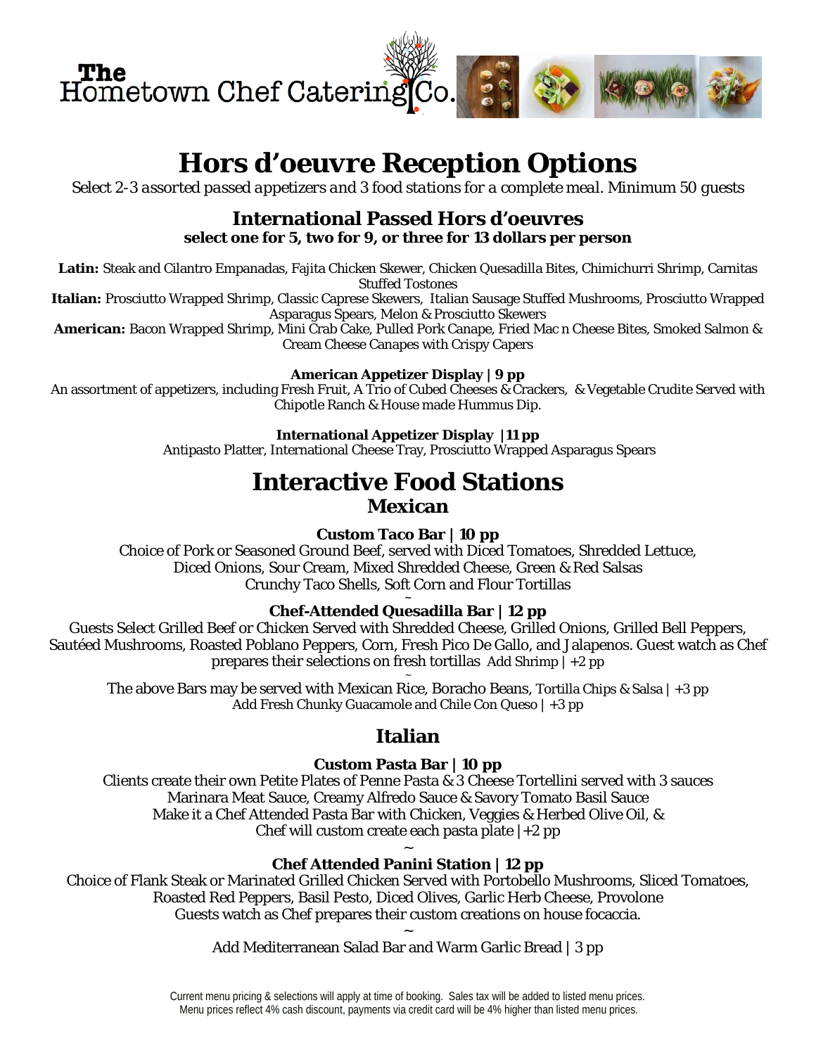The Hometown Chef Catering Co.

# Hors d'oeuvre Reception Options

*Select 2-3 assorted passed appetizers and 3 food stations for a complete meal. Minimum 50 guests*

## International Passed Hors d'oeuvres

**select one for 5, two for 9, or three for 13 dollars per person**

**Latin:** Steak and Cilantro Empanadas, Fajita Chicken Skewer, Chicken Quesadilla Bites, Chimichurri Shrimp, Carnitas Stuffed Tostones

**Italian:** Prosciutto Wrapped Shrimp, Classic Caprese Skewers, Italian Sausage Stuffed Mushrooms, Prosciutto Wrapped Asparagus Spears, Melon & Prosciutto Skewers

**American:** Bacon Wrapped Shrimp, Mini Crab Cake, Pulled Pork Canape, Fried Mac n Cheese Bites, Smoked Salmon & Cream Cheese Canapes with Crispy Capers

**American Appetizer Display | 9 pp**

An assortment of appetizers, including Fresh Fruit, A Trio of Cubed Cheeses & Crackers, & Vegetable Crudite Served with Chipotle Ranch & House made Hummus Dip.

**International Appetizer Display |11 pp**

Antipasto Platter, International Cheese Tray, Prosciutto Wrapped Asparagus Spears

# Interactive Food Stations

## Mexican

**Custom Taco Bar | 10 pp**

Choice of Pork or Seasoned Ground Beef, served with Diced Tomatoes, Shredded Lettuce, Diced Onions, Sour Cream, Mixed Shredded Cheese, Green & Red Salsas Crunchy Taco Shells, Soft Corn and Flour Tortillas

~

**Chef-Attended Quesadilla Bar | 12 pp**

Guests Select Grilled Beef or Chicken Served with Shredded Cheese, Grilled Onions, Grilled Bell Peppers, Sautéed Mushrooms, Roasted Poblano Peppers, Corn, Fresh Pico De Gallo, and Jalapenos. Guest watch as Chef prepares their selections on fresh tortillas Add Shrimp | +2 pp

~

The above Bars may be served with Mexican Rice, Boracho Beans, Tortilla Chips & Salsa | +3 pp
Add Fresh Chunky Guacamole and Chile Con Queso | +3 pp

## Italian

**Custom Pasta Bar | 10 pp**

Clients create their own Petite Plates of Penne Pasta & 3 Cheese Tortellini served with 3 sauces Marinara Meat Sauce, Creamy Alfredo Sauce & Savory Tomato Basil Sauce
Make it a Chef Attended Pasta Bar with Chicken, Veggies & Herbed Olive Oil, & Chef will custom create each pasta plate |+2 pp

~

**Chef Attended Panini Station | 12 pp**

Choice of Flank Steak or Marinated Grilled Chicken Served with Portobello Mushrooms, Sliced Tomatoes, Roasted Red Peppers, Basil Pesto, Diced Olives, Garlic Herb Cheese, Provolone
Guests watch as Chef prepares their custom creations on house focaccia.

~

Add Mediterranean Salad Bar and Warm Garlic Bread | 3 pp

Current menu pricing & selections will apply at time of booking. Sales tax will be added to listed menu prices.
Menu prices reflect 4% cash discount, payments via credit card will be 4% higher than listed menu prices.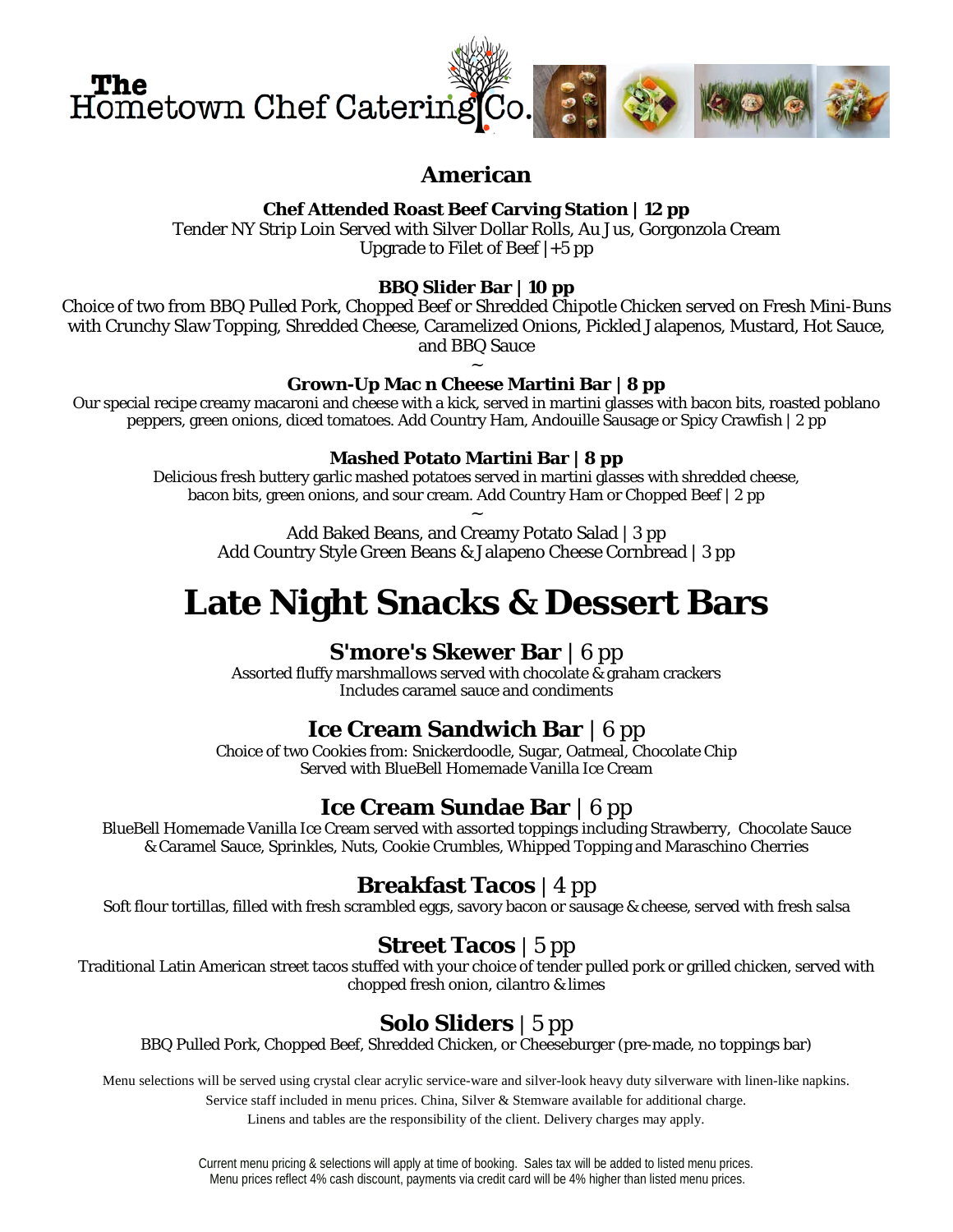# The Hometown Chef Catering Co.

## American

**Chef Attended Roast Beef Carving Station | 12 pp**
Tender NY Strip Loin Served with Silver Dollar Rolls, Au Jus, Gorgonzola Cream
Upgrade to Filet of Beef |+5 pp

**BBQ Slider Bar | 10 pp**
Choice of two from BBQ Pulled Pork, Chopped Beef or Shredded Chipotle Chicken served on Fresh Mini-Buns with Crunchy Slaw Topping, Shredded Cheese, Caramelized Onions, Pickled Jalapenos, Mustard, Hot Sauce, and BBQ Sauce

~

**Grown-Up Mac n Cheese Martini Bar | 8 pp**
Our special recipe creamy macaroni and cheese with a kick, served in martini glasses with bacon bits, roasted poblano peppers, green onions, diced tomatoes. Add Country Ham, Andouille Sausage or Spicy Crawfish | 2 pp

**Mashed Potato Martini Bar | 8 pp**
Delicious fresh buttery garlic mashed potatoes served in martini glasses with shredded cheese, bacon bits, green onions, and sour cream. Add Country Ham or Chopped Beef | 2 pp

~

Add Baked Beans, and Creamy Potato Salad | 3 pp
Add Country Style Green Beans & Jalapeno Cheese Cornbread | 3 pp

# Late Night Snacks & Dessert Bars

### S'more's Skewer Bar | 6 pp
Assorted fluffy marshmallows served with chocolate & graham crackers
Includes caramel sauce and condiments

### Ice Cream Sandwich Bar | 6 pp
Choice of two Cookies from: Snickerdoodle, Sugar, Oatmeal, Chocolate Chip
Served with BlueBell Homemade Vanilla Ice Cream

### Ice Cream Sundae Bar | 6 pp
BlueBell Homemade Vanilla Ice Cream served with assorted toppings including Strawberry, Chocolate Sauce & Caramel Sauce, Sprinkles, Nuts, Cookie Crumbles, Whipped Topping and Maraschino Cherries

### Breakfast Tacos | 4 pp
Soft flour tortillas, filled with fresh scrambled eggs, savory bacon or sausage & cheese, served with fresh salsa

### Street Tacos | 5 pp
Traditional Latin American street tacos stuffed with your choice of tender pulled pork or grilled chicken, served with chopped fresh onion, cilantro & limes

### Solo Sliders | 5 pp
BBQ Pulled Pork, Chopped Beef, Shredded Chicken, or Cheeseburger (pre-made, no toppings bar)

Menu selections will be served using crystal clear acrylic service-ware and silver-look heavy duty silverware with linen-like napkins.
Service staff included in menu prices. China, Silver & Stemware available for additional charge.
Linens and tables are the responsibility of the client. Delivery charges may apply.

Current menu pricing & selections will apply at time of booking. Sales tax will be added to listed menu prices.
Menu prices reflect 4% cash discount, payments via credit card will be 4% higher than listed menu prices.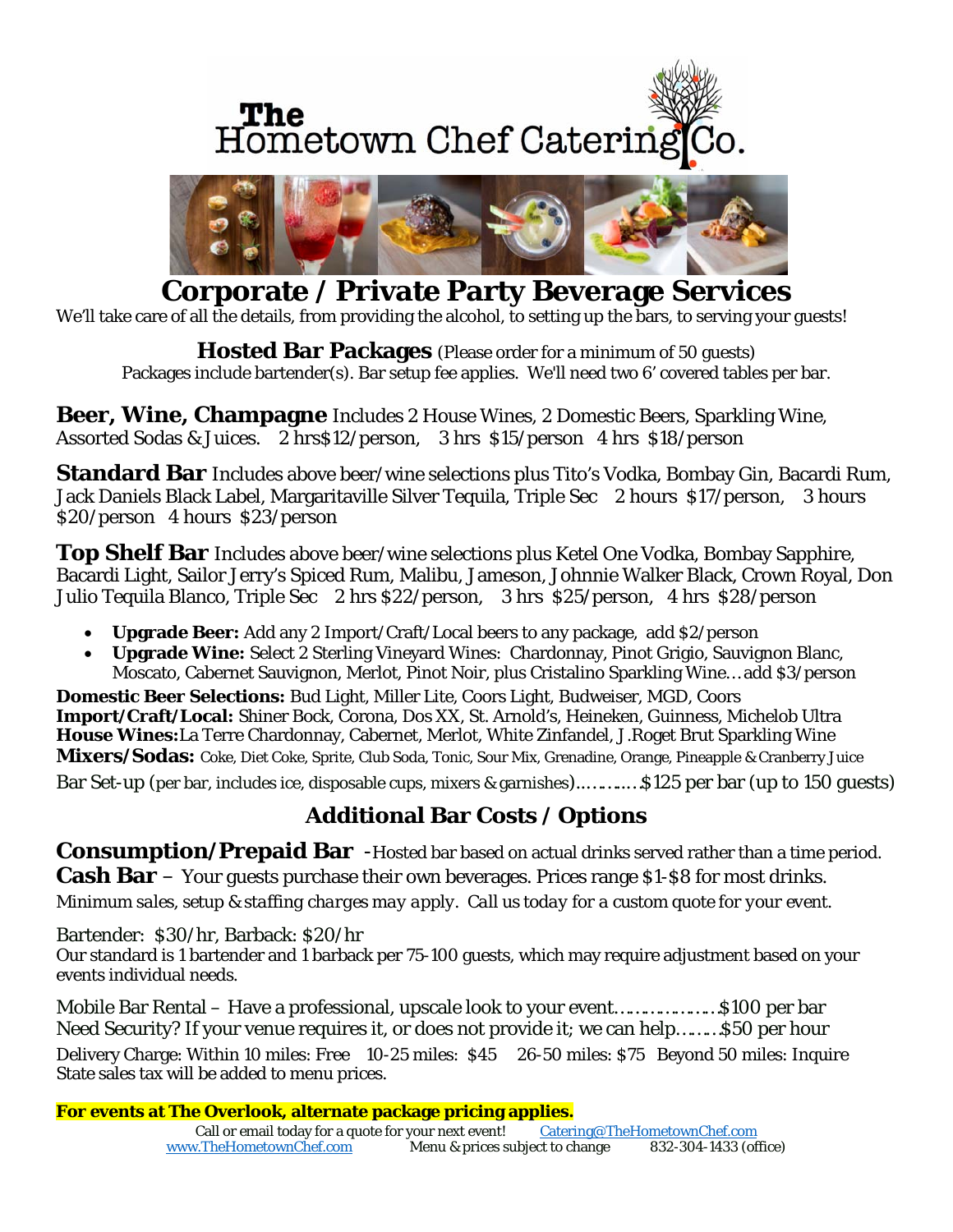# The Hometown Chef Catering Co.

## Corporate / Private Party Beverage Services

We'll take care of all the details, from providing the alcohol, to setting up the bars, to serving your guests!

### Hosted Bar Packages (Please order for a minimum of 50 guests)

Packages include bartender(s). Bar setup fee applies. We'll need two 6' covered tables per bar.

**Beer, Wine, Champagne** Includes 2 House Wines, 2 Domestic Beers, Sparkling Wine, Assorted Sodas & Juices. 2 hrs$12/person, 3 hrs $15/person 4 hrs $18/person

**Standard Bar** Includes above beer/wine selections plus Tito's Vodka, Bombay Gin, Bacardi Rum, Jack Daniels Black Label, Margaritaville Silver Tequila, Triple Sec 2 hours $17/person, 3 hours $20/person 4 hours $23/person

**Top Shelf Bar** Includes above beer/wine selections plus Ketel One Vodka, Bombay Sapphire, Bacardi Light, Sailor Jerry's Spiced Rum, Malibu, Jameson, Johnnie Walker Black, Crown Royal, Don Julio Tequila Blanco, Triple Sec 2 hrs $22/person, 3 hrs $25/person, 4 hrs $28/person

- **Upgrade Beer:** Add any 2 Import/Craft/Local beers to any package, add $2/person
- **Upgrade Wine:** Select 2 Sterling Vineyard Wines: Chardonnay, Pinot Grigio, Sauvignon Blanc, Moscato, Cabernet Sauvignon, Merlot, Pinot Noir, plus Cristalino Sparkling Wine… add $3/person

**Domestic Beer Selections:** Bud Light, Miller Lite, Coors Light, Budweiser, MGD, Coors
**Import/Craft/Local:** Shiner Bock, Corona, Dos XX, St. Arnold's, Heineken, Guinness, Michelob Ultra
**House Wines:** La Terre Chardonnay, Cabernet, Merlot, White Zinfandel, J.Roget Brut Sparkling Wine
**Mixers/Sodas:** Coke, Diet Coke, Sprite, Club Soda, Tonic, Sour Mix, Grenadine, Orange, Pineapple & Cranberry Juice

Bar Set-up (per bar, includes ice, disposable cups, mixers & garnishes)………….$125 per bar (up to 150 guests)

### Additional Bar Costs / Options

**Consumption/Prepaid Bar** -Hosted bar based on actual drinks served rather than a time period.
**Cash Bar** – Your guests purchase their own beverages. Prices range $1-$8 for most drinks.
*Minimum sales, setup & staffing charges may apply. Call us today for a custom quote for your event.*

Bartender: $30/hr, Barback: $20/hr
Our standard is 1 bartender and 1 barback per 75-100 guests, which may require adjustment based on your events individual needs.

Mobile Bar Rental – Have a professional, upscale look to your event…………………$100 per bar
Need Security? If your venue requires it, or does not provide it; we can help………$50 per hour
Delivery Charge: Within 10 miles: Free 10-25 miles: $45 26-50 miles: $75 Beyond 50 miles: Inquire
State sales tax will be added to menu prices.

**For events at The Overlook, alternate package pricing applies.**

Call or email today for a quote for your next event! Catering@TheHometownChef.com
www.TheHometownChef.com Menu & prices subject to change 832-304-1433 (office)